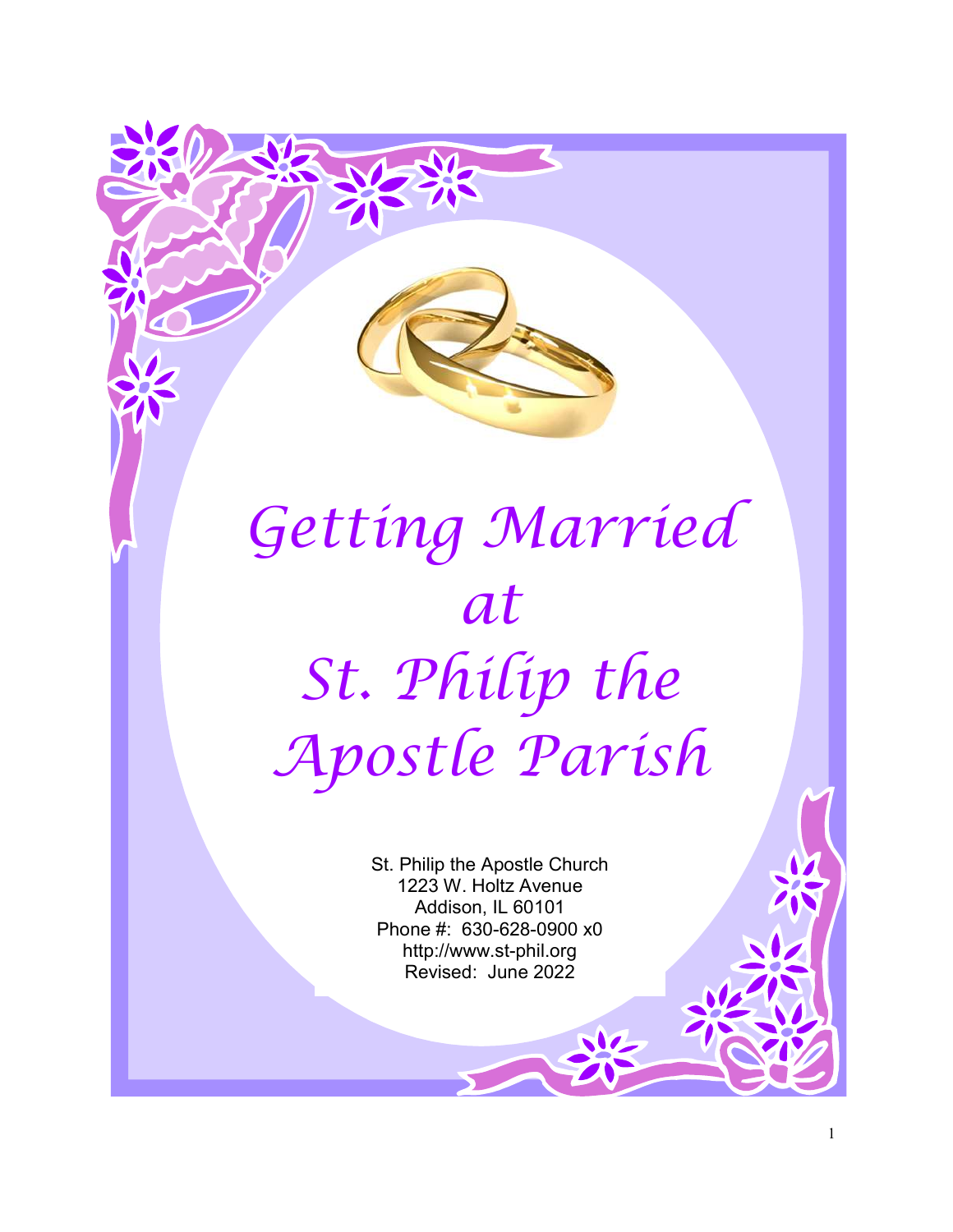# Getting Married at St. Philip the Apostle Parish

St. Philip the Apostle Church
1223 W. Holtz Avenue
Addison, IL 60101
Phone #: 630-628-0900 x0
http://www.st-phil.org
Revised: June 2022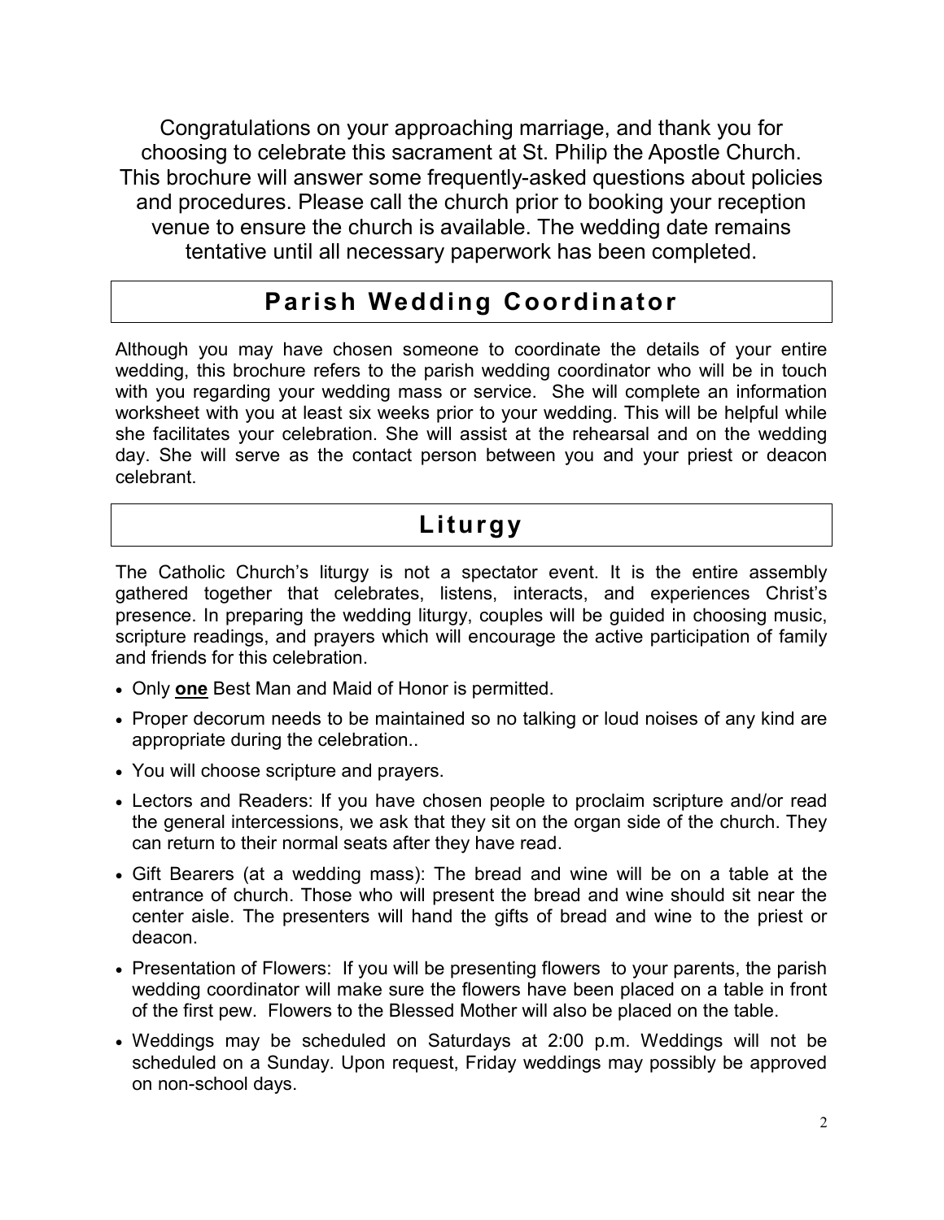Congratulations on your approaching marriage, and thank you for choosing to celebrate this sacrament at St. Philip the Apostle Church. This brochure will answer some frequently-asked questions about policies and procedures. Please call the church prior to booking your reception venue to ensure the church is available. The wedding date remains tentative until all necessary paperwork has been completed.

## Parish Wedding Coordinator

Although you may have chosen someone to coordinate the details of your entire wedding, this brochure refers to the parish wedding coordinator who will be in touch with you regarding your wedding mass or service. She will complete an information worksheet with you at least six weeks prior to your wedding. This will be helpful while she facilitates your celebration. She will assist at the rehearsal and on the wedding day. She will serve as the contact person between you and your priest or deacon celebrant.

## Liturgy

The Catholic Church's liturgy is not a spectator event. It is the entire assembly gathered together that celebrates, listens, interacts, and experiences Christ's presence. In preparing the wedding liturgy, couples will be guided in choosing music, scripture readings, and prayers which will encourage the active participation of family and friends for this celebration.

- Only **<u>one</u>** Best Man and Maid of Honor is permitted.
- Proper decorum needs to be maintained so no talking or loud noises of any kind are appropriate during the celebration..
- You will choose scripture and prayers.
- Lectors and Readers: If you have chosen people to proclaim scripture and/or read the general intercessions, we ask that they sit on the organ side of the church. They can return to their normal seats after they have read.
- Gift Bearers (at a wedding mass): The bread and wine will be on a table at the entrance of church. Those who will present the bread and wine should sit near the center aisle. The presenters will hand the gifts of bread and wine to the priest or deacon.
- Presentation of Flowers: If you will be presenting flowers to your parents, the parish wedding coordinator will make sure the flowers have been placed on a table in front of the first pew. Flowers to the Blessed Mother will also be placed on the table.
- Weddings may be scheduled on Saturdays at 2:00 p.m. Weddings will not be scheduled on a Sunday. Upon request, Friday weddings may possibly be approved on non-school days.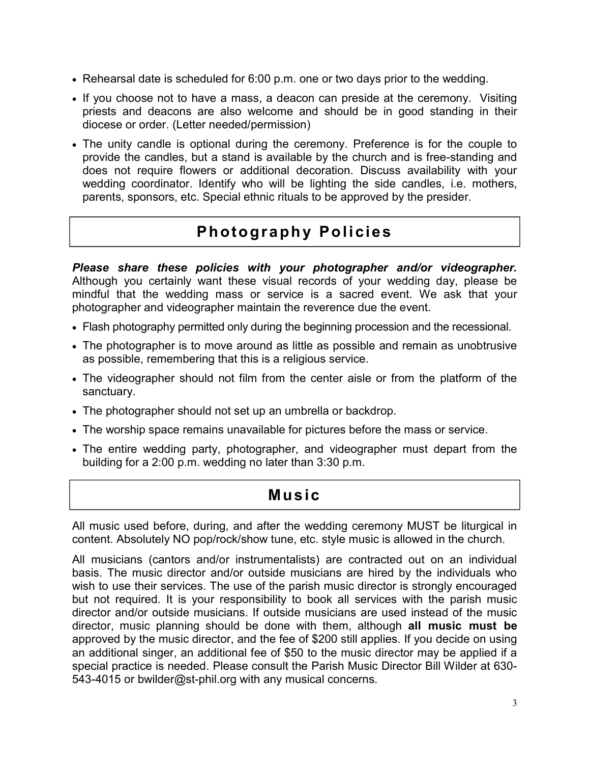- Rehearsal date is scheduled for 6:00 p.m. one or two days prior to the wedding.
- If you choose not to have a mass, a deacon can preside at the ceremony. Visiting priests and deacons are also welcome and should be in good standing in their diocese or order. (Letter needed/permission)
- The unity candle is optional during the ceremony. Preference is for the couple to provide the candles, but a stand is available by the church and is free-standing and does not require flowers or additional decoration. Discuss availability with your wedding coordinator. Identify who will be lighting the side candles, i.e. mothers, parents, sponsors, etc. Special ethnic rituals to be approved by the presider.

## Photography Policies

***Please share these policies with your photographer and/or videographer.*** Although you certainly want these visual records of your wedding day, please be mindful that the wedding mass or service is a sacred event. We ask that your photographer and videographer maintain the reverence due the event.

- Flash photography permitted only during the beginning procession and the recessional.
- The photographer is to move around as little as possible and remain as unobtrusive as possible, remembering that this is a religious service.
- The videographer should not film from the center aisle or from the platform of the sanctuary.
- The photographer should not set up an umbrella or backdrop.
- The worship space remains unavailable for pictures before the mass or service.
- The entire wedding party, photographer, and videographer must depart from the building for a 2:00 p.m. wedding no later than 3:30 p.m.

## Music

All music used before, during, and after the wedding ceremony MUST be liturgical in content. Absolutely NO pop/rock/show tune, etc. style music is allowed in the church.

All musicians (cantors and/or instrumentalists) are contracted out on an individual basis. The music director and/or outside musicians are hired by the individuals who wish to use their services. The use of the parish music director is strongly encouraged but not required. It is your responsibility to book all services with the parish music director and/or outside musicians. If outside musicians are used instead of the music director, music planning should be done with them, although **all music must be** approved by the music director, and the fee of $200 still applies. If you decide on using an additional singer, an additional fee of $50 to the music director may be applied if a special practice is needed. Please consult the Parish Music Director Bill Wilder at 630-543-4015 or bwilder@st-phil.org with any musical concerns.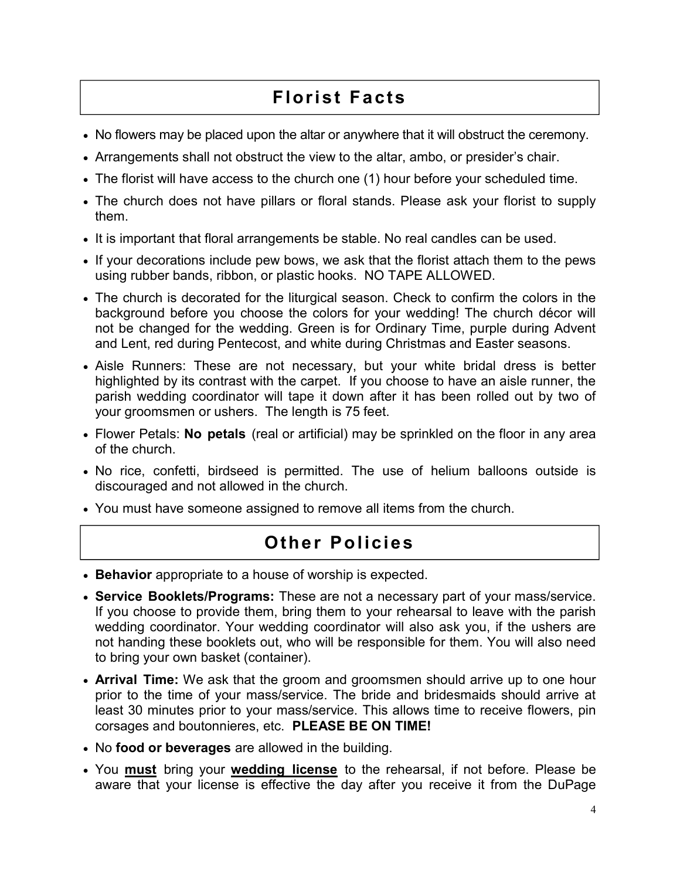## Florist Facts

- No flowers may be placed upon the altar or anywhere that it will obstruct the ceremony.
- Arrangements shall not obstruct the view to the altar, ambo, or presider's chair.
- The florist will have access to the church one (1) hour before your scheduled time.
- The church does not have pillars or floral stands. Please ask your florist to supply them.
- It is important that floral arrangements be stable. No real candles can be used.
- If your decorations include pew bows, we ask that the florist attach them to the pews using rubber bands, ribbon, or plastic hooks. NO TAPE ALLOWED.
- The church is decorated for the liturgical season. Check to confirm the colors in the background before you choose the colors for your wedding! The church décor will not be changed for the wedding. Green is for Ordinary Time, purple during Advent and Lent, red during Pentecost, and white during Christmas and Easter seasons.
- Aisle Runners: These are not necessary, but your white bridal dress is better highlighted by its contrast with the carpet. If you choose to have an aisle runner, the parish wedding coordinator will tape it down after it has been rolled out by two of your groomsmen or ushers. The length is 75 feet.
- Flower Petals: **No petals** (real or artificial) may be sprinkled on the floor in any area of the church.
- No rice, confetti, birdseed is permitted. The use of helium balloons outside is discouraged and not allowed in the church.
- You must have someone assigned to remove all items from the church.

## Other Policies

- **Behavior** appropriate to a house of worship is expected.
- **Service Booklets/Programs:** These are not a necessary part of your mass/service. If you choose to provide them, bring them to your rehearsal to leave with the parish wedding coordinator. Your wedding coordinator will also ask you, if the ushers are not handing these booklets out, who will be responsible for them. You will also need to bring your own basket (container).
- **Arrival Time:** We ask that the groom and groomsmen should arrive up to one hour prior to the time of your mass/service. The bride and bridesmaids should arrive at least 30 minutes prior to your mass/service. This allows time to receive flowers, pin corsages and boutonnieres, etc. **PLEASE BE ON TIME!**
- No **food or beverages** are allowed in the building.
- You **<u>must</u>** bring your **<u>wedding license</u>** to the rehearsal, if not before. Please be aware that your license is effective the day after you receive it from the DuPage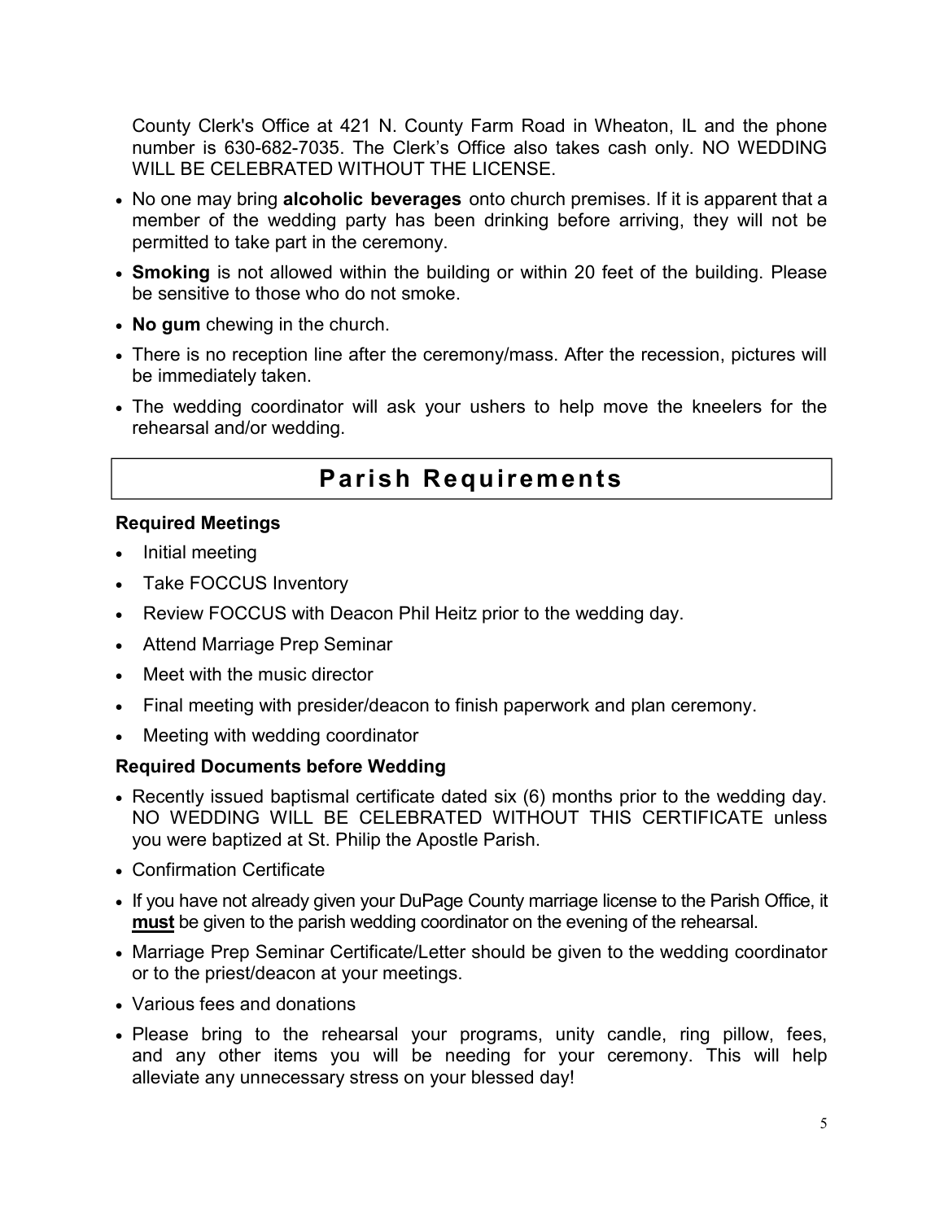County Clerk's Office at 421 N. County Farm Road in Wheaton, IL and the phone number is 630-682-7035. The Clerk's Office also takes cash only. NO WEDDING WILL BE CELEBRATED WITHOUT THE LICENSE.

- No one may bring **alcoholic beverages** onto church premises. If it is apparent that a member of the wedding party has been drinking before arriving, they will not be permitted to take part in the ceremony.
- **Smoking** is not allowed within the building or within 20 feet of the building. Please be sensitive to those who do not smoke.
- **No gum** chewing in the church.
- There is no reception line after the ceremony/mass. After the recession, pictures will be immediately taken.
- The wedding coordinator will ask your ushers to help move the kneelers for the rehearsal and/or wedding.

# Parish Requirements

### Required Meetings

- Initial meeting
- Take FOCCUS Inventory
- Review FOCCUS with Deacon Phil Heitz prior to the wedding day.
- Attend Marriage Prep Seminar
- Meet with the music director
- Final meeting with presider/deacon to finish paperwork and plan ceremony.
- Meeting with wedding coordinator

### Required Documents before Wedding

- Recently issued baptismal certificate dated six (6) months prior to the wedding day. NO WEDDING WILL BE CELEBRATED WITHOUT THIS CERTIFICATE unless you were baptized at St. Philip the Apostle Parish.
- Confirmation Certificate
- If you have not already given your DuPage County marriage license to the Parish Office, it ***must*** be given to the parish wedding coordinator on the evening of the rehearsal.
- Marriage Prep Seminar Certificate/Letter should be given to the wedding coordinator or to the priest/deacon at your meetings.
- Various fees and donations
- Please bring to the rehearsal your programs, unity candle, ring pillow, fees, and any other items you will be needing for your ceremony. This will help alleviate any unnecessary stress on your blessed day!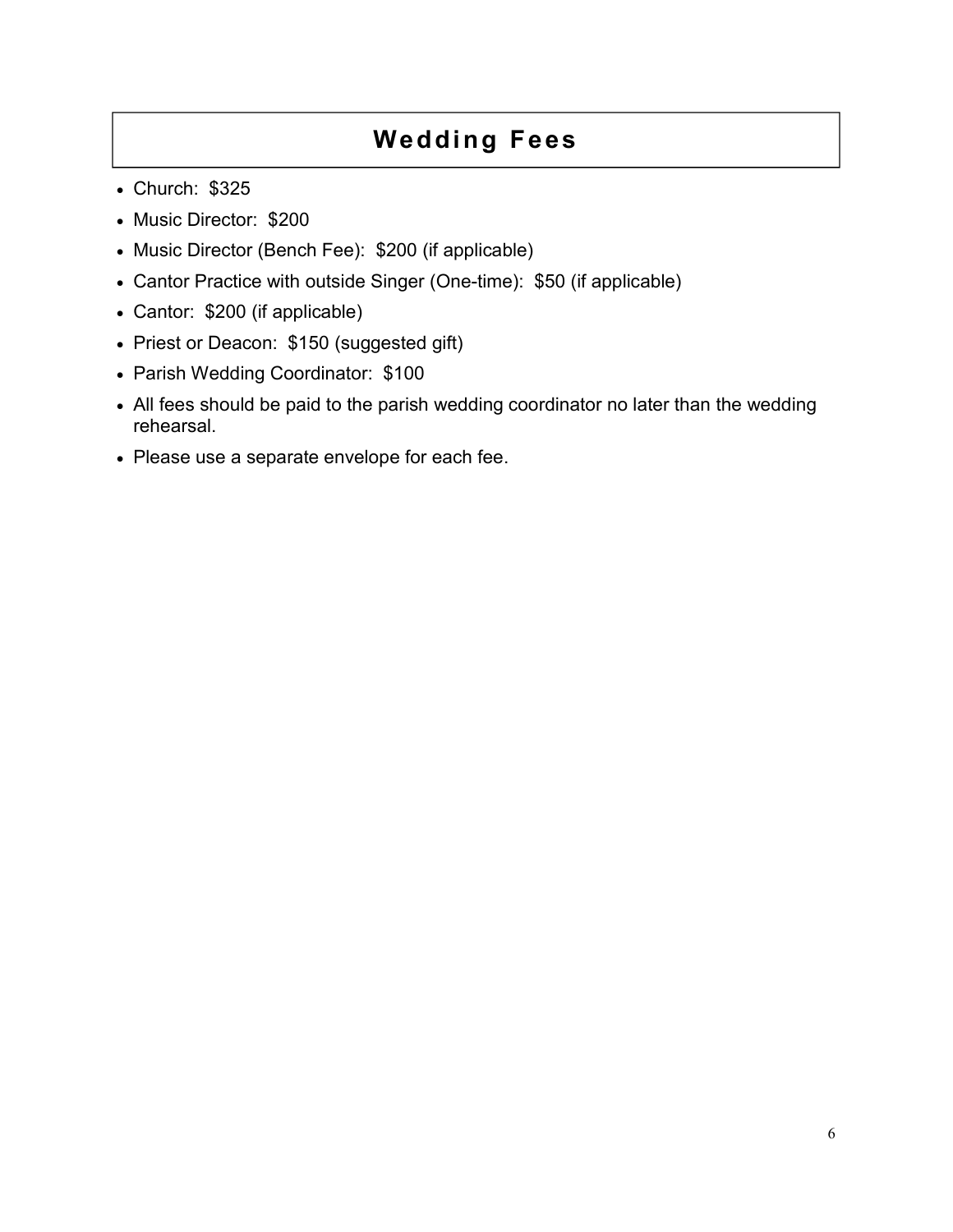# Wedding Fees

- Church: $325
- Music Director: $200
- Music Director (Bench Fee): $200 (if applicable)
- Cantor Practice with outside Singer (One-time): $50 (if applicable)
- Cantor: $200 (if applicable)
- Priest or Deacon: $150 (suggested gift)
- Parish Wedding Coordinator: $100
- All fees should be paid to the parish wedding coordinator no later than the wedding rehearsal.
- Please use a separate envelope for each fee.